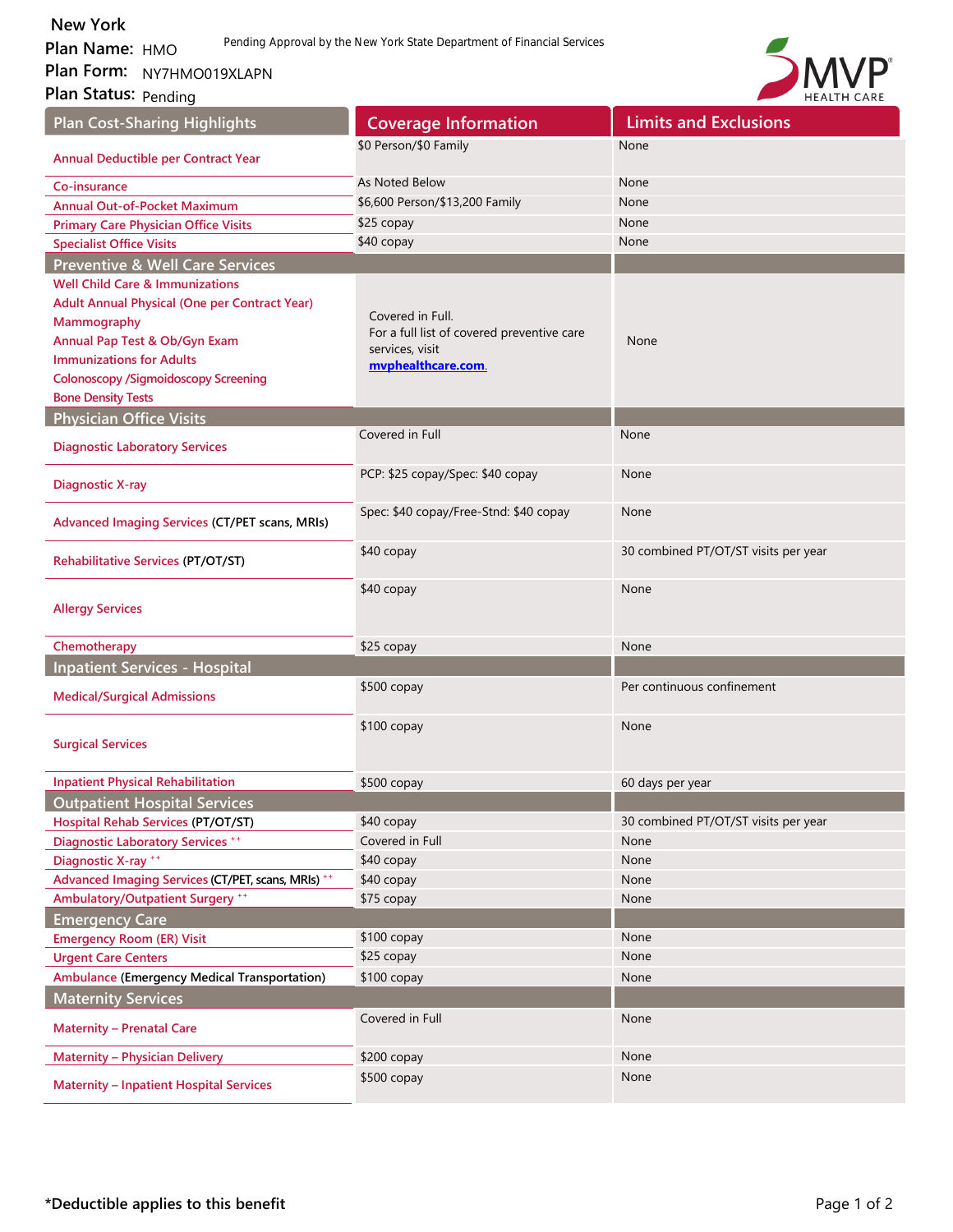**New York**

**Plan Name:** HMO

**Plan Form:** NY7HMO019XLAPN

**Plan Status:** Pending

Pending Approval by the New York State Department of Financial Services

| Plan Cost-Sharing Highlights | Coverage Information | Limits and Exclusions |
|---|---|---|
| Annual Deductible per Contract Year | $0 Person/$0 Family | None |
| Co-insurance | As Noted Below | None |
| Annual Out-of-Pocket Maximum | $6,600 Person/$13,200 Family | None |
| Primary Care Physician Office Visits | $25 copay | None |
| Specialist Office Visits | $40 copay | None |
| **Preventive & Well Care Services** | | |
| Well Child Care & Immunizations<br>Adult Annual Physical (One per Contract Year)<br>Mammography<br>Annual Pap Test & Ob/Gyn Exam<br>Immunizations for Adults<br>Colonoscopy /Sigmoidoscopy Screening<br>Bone Density Tests | Covered in Full.<br>For a full list of covered preventive care services, visit mvphealthcare.com. | None |
| **Physician Office Visits** | | |
| Diagnostic Laboratory Services | Covered in Full | None |
| Diagnostic X-ray | PCP: $25 copay/Spec: $40 copay | None |
| Advanced Imaging Services (CT/PET scans, MRIs) | Spec: $40 copay/Free-Stnd: $40 copay | None |
| Rehabilitative Services (PT/OT/ST) | $40 copay | 30 combined PT/OT/ST visits per year |
| Allergy Services | $40 copay | None |
| Chemotherapy | $25 copay | None |
| **Inpatient Services - Hospital** | | |
| Medical/Surgical Admissions | $500 copay | Per continuous confinement |
| Surgical Services | $100 copay | None |
| Inpatient Physical Rehabilitation | $500 copay | 60 days per year |
| **Outpatient Hospital Services** | | |
| Hospital Rehab Services (PT/OT/ST) | $40 copay | 30 combined PT/OT/ST visits per year |
| Diagnostic Laboratory Services ++ | Covered in Full | None |
| Diagnostic X-ray ++ | $40 copay | None |
| Advanced Imaging Services (CT/PET, scans, MRIs) ++ | $40 copay | None |
| Ambulatory/Outpatient Surgery ++ | $75 copay | None |
| **Emergency Care** | | |
| Emergency Room (ER) Visit | $100 copay | None |
| Urgent Care Centers | $25 copay | None |
| Ambulance (Emergency Medical Transportation) | $100 copay | None |
| **Maternity Services** | | |
| Maternity – Prenatal Care | Covered in Full | None |
| Maternity – Physician Delivery | $200 copay | None |
| Maternity – Inpatient Hospital Services | $500 copay | None |

***Deductible applies to this benefit**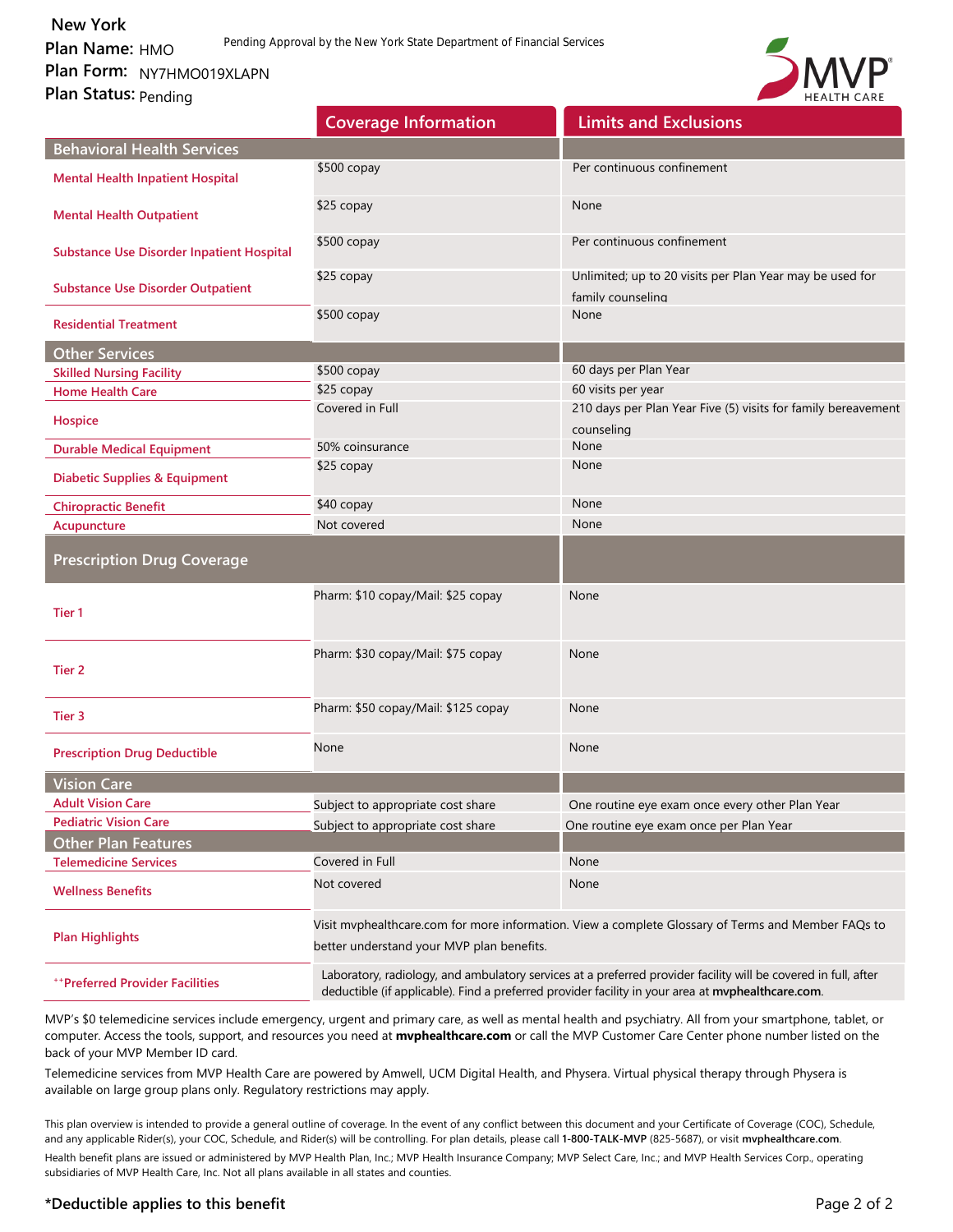**New York**

**Plan Name:** HMO

**Plan Form:** NY7HMO019XLAPN

**Plan Status:** Pending

Pending Approval by the New York State Department of Financial Services

| | Coverage Information | Limits and Exclusions |
|---|---|---|
| **Behavioral Health Services** | | |
| Mental Health Inpatient Hospital | $500 copay | Per continuous confinement |
| Mental Health Outpatient | $25 copay | None |
| Substance Use Disorder Inpatient Hospital | $500 copay | Per continuous confinement |
| Substance Use Disorder Outpatient | $25 copay | Unlimited; up to 20 visits per Plan Year may be used for family counseling |
| Residential Treatment | $500 copay | None |
| **Other Services** | | |
| Skilled Nursing Facility | $500 copay | 60 days per Plan Year |
| Home Health Care | $25 copay | 60 visits per year |
| Hospice | Covered in Full | 210 days per Plan Year Five (5) visits for family bereavement counseling |
| Durable Medical Equipment | 50% coinsurance | None |
| Diabetic Supplies & Equipment | $25 copay | None |
| Chiropractic Benefit | $40 copay | None |
| Acupuncture | Not covered | None |
| **Prescription Drug Coverage** | | |
| Tier 1 | Pharm: $10 copay/Mail: $25 copay | None |
| Tier 2 | Pharm: $30 copay/Mail: $75 copay | None |
| Tier 3 | Pharm: $50 copay/Mail: $125 copay | None |
| Prescription Drug Deductible | None | None |
| **Vision Care** | | |
| Adult Vision Care | Subject to appropriate cost share | One routine eye exam once every other Plan Year |
| Pediatric Vision Care | Subject to appropriate cost share | One routine eye exam once per Plan Year |
| **Other Plan Features** | | |
| Telemedicine Services | Covered in Full | None |
| Wellness Benefits | Not covered | None |
| Plan Highlights | Visit mvphealthcare.com for more information. View a complete Glossary of Terms and Member FAQs to better understand your MVP plan benefits. | |
| ++Preferred Provider Facilities | Laboratory, radiology, and ambulatory services at a preferred provider facility will be covered in full, after deductible (if applicable). Find a preferred provider facility in your area at **mvphealthcare.com**. | |

MVP's $0 telemedicine services include emergency, urgent and primary care, as well as mental health and psychiatry. All from your smartphone, tablet, or computer. Access the tools, support, and resources you need at **mvphealthcare.com** or call the MVP Customer Care Center phone number listed on the back of your MVP Member ID card.

Telemedicine services from MVP Health Care are powered by Amwell, UCM Digital Health, and Physera. Virtual physical therapy through Physera is available on large group plans only. Regulatory restrictions may apply.

This plan overview is intended to provide a general outline of coverage. In the event of any conflict between this document and your Certificate of Coverage (COC), Schedule, and any applicable Rider(s), your COC, Schedule, and Rider(s) will be controlling. For plan details, please call **1-800-TALK-MVP** (825-5687), or visit **mvphealthcare.com**.

Health benefit plans are issued or administered by MVP Health Plan, Inc.; MVP Health Insurance Company; MVP Select Care, Inc.; and MVP Health Services Corp., operating subsidiaries of MVP Health Care, Inc. Not all plans available in all states and counties.

**\*Deductible applies to this benefit**